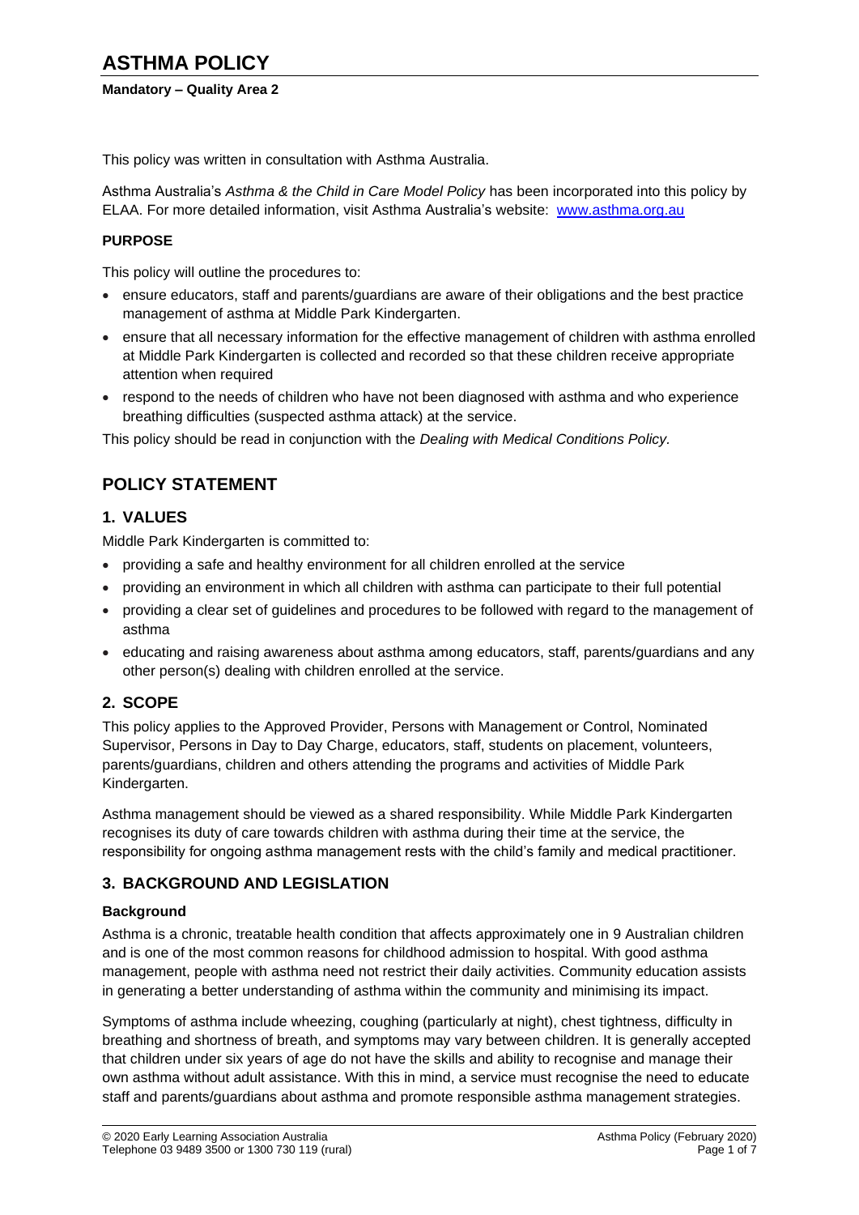# ASTHMA POLICY

**Mandatory – Quality Area 2**

This policy was written in consultation with Asthma Australia.

Asthma Australia's *Asthma & the Child in Care Model Policy* has been incorporated into this policy by ELAA. For more detailed information, visit Asthma Australia's website: www.asthma.org.au

### PURPOSE

This policy will outline the procedures to:

- ensure educators, staff and parents/guardians are aware of their obligations and the best practice management of asthma at Middle Park Kindergarten.
- ensure that all necessary information for the effective management of children with asthma enrolled at Middle Park Kindergarten is collected and recorded so that these children receive appropriate attention when required
- respond to the needs of children who have not been diagnosed with asthma and who experience breathing difficulties (suspected asthma attack) at the service.

This policy should be read in conjunction with the *Dealing with Medical Conditions Policy.*

## POLICY STATEMENT

## 1. VALUES

Middle Park Kindergarten is committed to:

- providing a safe and healthy environment for all children enrolled at the service
- providing an environment in which all children with asthma can participate to their full potential
- providing a clear set of guidelines and procedures to be followed with regard to the management of asthma
- educating and raising awareness about asthma among educators, staff, parents/guardians and any other person(s) dealing with children enrolled at the service.

## 2. SCOPE

This policy applies to the Approved Provider, Persons with Management or Control, Nominated Supervisor, Persons in Day to Day Charge, educators, staff, students on placement, volunteers, parents/guardians, children and others attending the programs and activities of Middle Park Kindergarten.

Asthma management should be viewed as a shared responsibility. While Middle Park Kindergarten recognises its duty of care towards children with asthma during their time at the service, the responsibility for ongoing asthma management rests with the child's family and medical practitioner.

## 3. BACKGROUND AND LEGISLATION

### Background

Asthma is a chronic, treatable health condition that affects approximately one in 9 Australian children and is one of the most common reasons for childhood admission to hospital. With good asthma management, people with asthma need not restrict their daily activities. Community education assists in generating a better understanding of asthma within the community and minimising its impact.

Symptoms of asthma include wheezing, coughing (particularly at night), chest tightness, difficulty in breathing and shortness of breath, and symptoms may vary between children. It is generally accepted that children under six years of age do not have the skills and ability to recognise and manage their own asthma without adult assistance. With this in mind, a service must recognise the need to educate staff and parents/guardians about asthma and promote responsible asthma management strategies.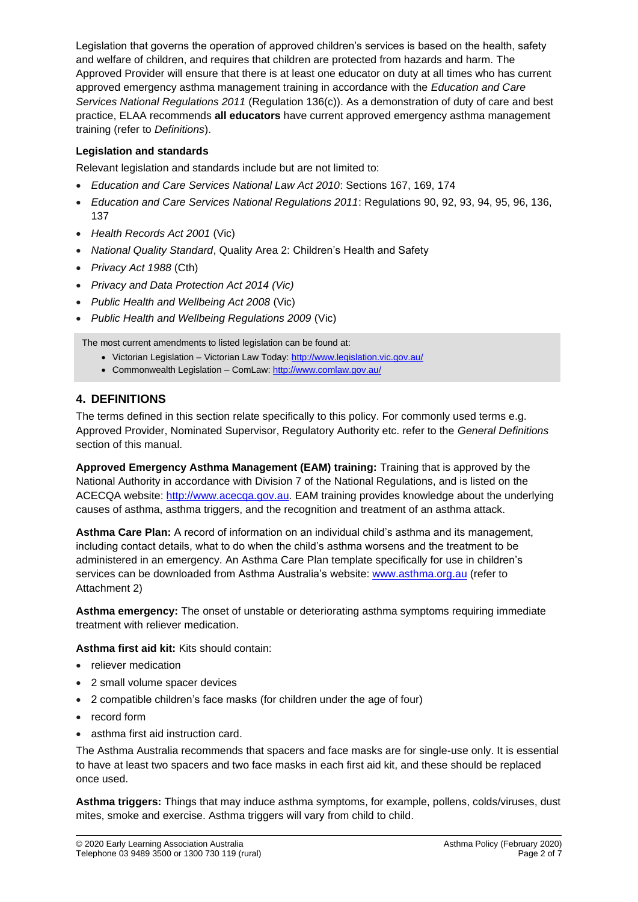Legislation that governs the operation of approved children's services is based on the health, safety and welfare of children, and requires that children are protected from hazards and harm. The Approved Provider will ensure that there is at least one educator on duty at all times who has current approved emergency asthma management training in accordance with the *Education and Care Services National Regulations 2011* (Regulation 136(c)). As a demonstration of duty of care and best practice, ELAA recommends **all educators** have current approved emergency asthma management training (refer to *Definitions*).

**Legislation and standards**

Relevant legislation and standards include but are not limited to:

- *Education and Care Services National Law Act 2010*: Sections 167, 169, 174
- *Education and Care Services National Regulations 2011*: Regulations 90, 92, 93, 94, 95, 96, 136, 137
- *Health Records Act 2001* (Vic)
- *National Quality Standard*, Quality Area 2: Children's Health and Safety
- *Privacy Act 1988* (Cth)
- *Privacy and Data Protection Act 2014 (Vic)*
- *Public Health and Wellbeing Act 2008* (Vic)
- *Public Health and Wellbeing Regulations 2009* (Vic)

The most current amendments to listed legislation can be found at:

- Victorian Legislation – Victorian Law Today: http://www.legislation.vic.gov.au/
- Commonwealth Legislation – ComLaw: http://www.comlaw.gov.au/

## 4. DEFINITIONS

The terms defined in this section relate specifically to this policy. For commonly used terms e.g. Approved Provider, Nominated Supervisor, Regulatory Authority etc. refer to the *General Definitions* section of this manual.

**Approved Emergency Asthma Management (EAM) training:** Training that is approved by the National Authority in accordance with Division 7 of the National Regulations, and is listed on the ACECQA website: http://www.acecqa.gov.au. EAM training provides knowledge about the underlying causes of asthma, asthma triggers, and the recognition and treatment of an asthma attack.

**Asthma Care Plan:** A record of information on an individual child's asthma and its management, including contact details, what to do when the child's asthma worsens and the treatment to be administered in an emergency. An Asthma Care Plan template specifically for use in children's services can be downloaded from Asthma Australia's website: www.asthma.org.au (refer to Attachment 2)

**Asthma emergency:** The onset of unstable or deteriorating asthma symptoms requiring immediate treatment with reliever medication.

**Asthma first aid kit:** Kits should contain:

- reliever medication
- 2 small volume spacer devices
- 2 compatible children's face masks (for children under the age of four)
- record form
- asthma first aid instruction card.

The Asthma Australia recommends that spacers and face masks are for single-use only. It is essential to have at least two spacers and two face masks in each first aid kit, and these should be replaced once used.

**Asthma triggers:** Things that may induce asthma symptoms, for example, pollens, colds/viruses, dust mites, smoke and exercise. Asthma triggers will vary from child to child.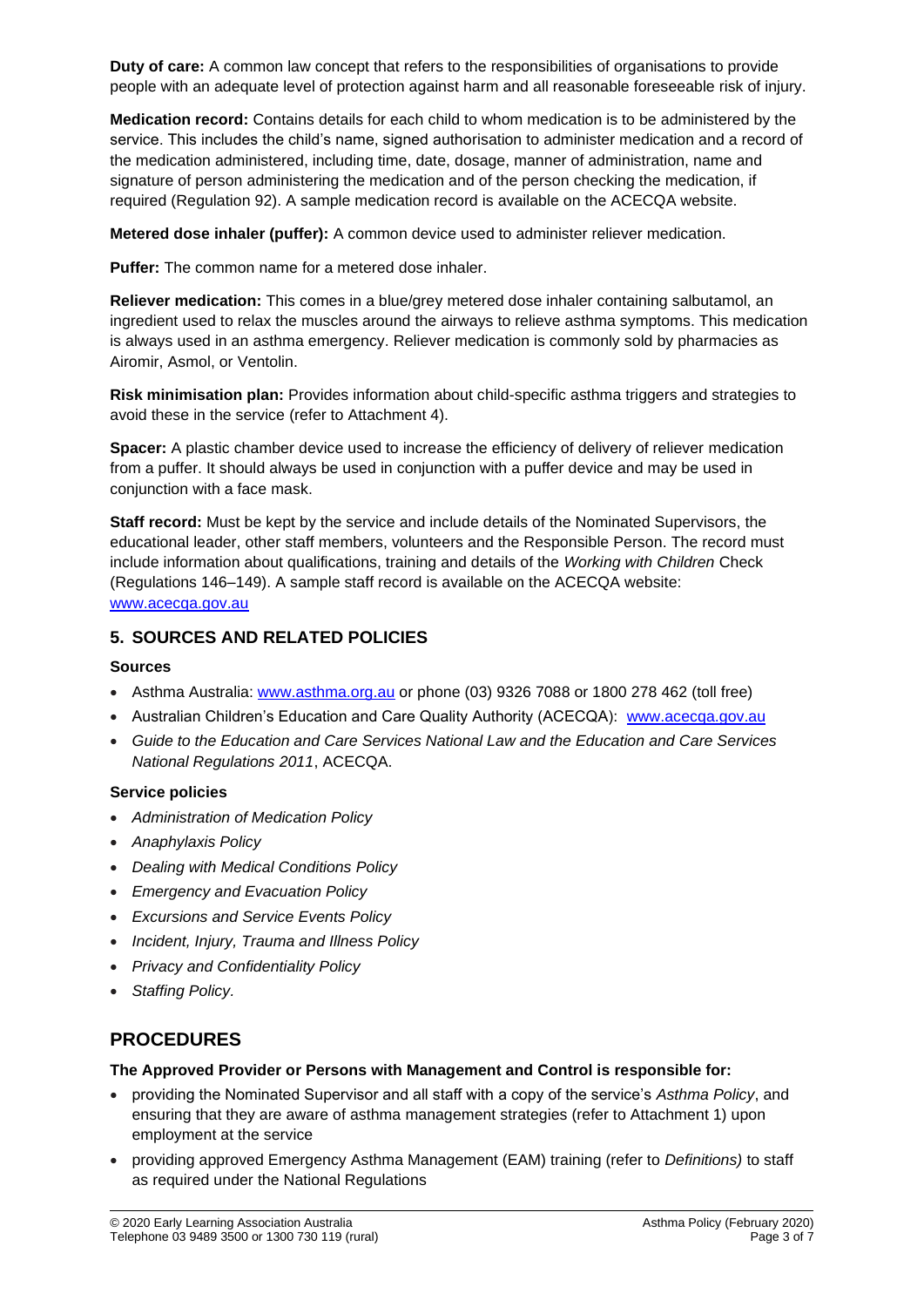**Duty of care:** A common law concept that refers to the responsibilities of organisations to provide people with an adequate level of protection against harm and all reasonable foreseeable risk of injury.

**Medication record:** Contains details for each child to whom medication is to be administered by the service. This includes the child's name, signed authorisation to administer medication and a record of the medication administered, including time, date, dosage, manner of administration, name and signature of person administering the medication and of the person checking the medication, if required (Regulation 92). A sample medication record is available on the ACECQA website.

**Metered dose inhaler (puffer):** A common device used to administer reliever medication.

**Puffer:** The common name for a metered dose inhaler.

**Reliever medication:** This comes in a blue/grey metered dose inhaler containing salbutamol, an ingredient used to relax the muscles around the airways to relieve asthma symptoms. This medication is always used in an asthma emergency. Reliever medication is commonly sold by pharmacies as Airomir, Asmol, or Ventolin.

**Risk minimisation plan:** Provides information about child-specific asthma triggers and strategies to avoid these in the service (refer to Attachment 4).

**Spacer:** A plastic chamber device used to increase the efficiency of delivery of reliever medication from a puffer. It should always be used in conjunction with a puffer device and may be used in conjunction with a face mask.

**Staff record:** Must be kept by the service and include details of the Nominated Supervisors, the educational leader, other staff members, volunteers and the Responsible Person. The record must include information about qualifications, training and details of the *Working with Children* Check (Regulations 146–149). A sample staff record is available on the ACECQA website: www.acecqa.gov.au

## 5. SOURCES AND RELATED POLICIES

**Sources**

- Asthma Australia: www.asthma.org.au or phone (03) 9326 7088 or 1800 278 462 (toll free)
- Australian Children's Education and Care Quality Authority (ACECQA): www.acecqa.gov.au
- *Guide to the Education and Care Services National Law and the Education and Care Services National Regulations 2011*, ACECQA.

**Service policies**

- *Administration of Medication Policy*
- *Anaphylaxis Policy*
- *Dealing with Medical Conditions Policy*
- *Emergency and Evacuation Policy*
- *Excursions and Service Events Policy*
- *Incident, Injury, Trauma and Illness Policy*
- *Privacy and Confidentiality Policy*
- *Staffing Policy*.

# PROCEDURES

**The Approved Provider or Persons with Management and Control is responsible for:**

- providing the Nominated Supervisor and all staff with a copy of the service's *Asthma Policy*, and ensuring that they are aware of asthma management strategies (refer to Attachment 1) upon employment at the service
- providing approved Emergency Asthma Management (EAM) training (refer to *Definitions)* to staff as required under the National Regulations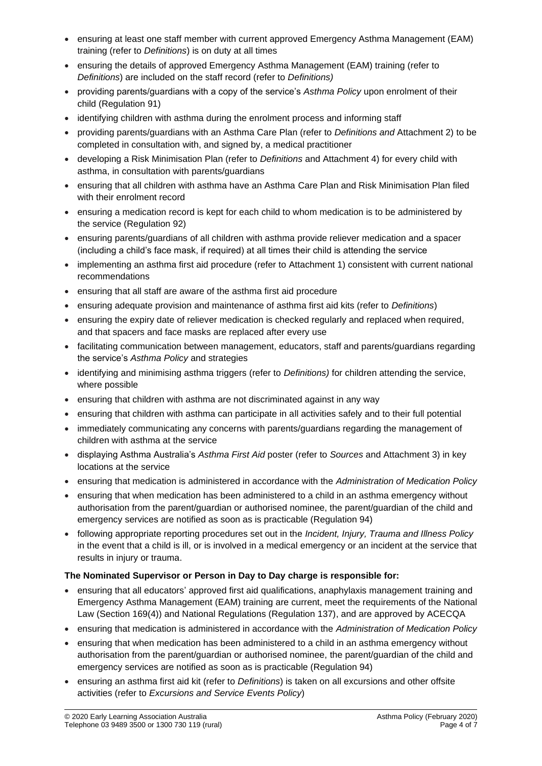- ensuring at least one staff member with current approved Emergency Asthma Management (EAM) training (refer to *Definitions*) is on duty at all times
- ensuring the details of approved Emergency Asthma Management (EAM) training (refer to *Definitions*) are included on the staff record (refer to *Definitions)*
- providing parents/guardians with a copy of the service's *Asthma Policy* upon enrolment of their child (Regulation 91)
- identifying children with asthma during the enrolment process and informing staff
- providing parents/guardians with an Asthma Care Plan (refer to *Definitions and* Attachment 2) to be completed in consultation with, and signed by, a medical practitioner
- developing a Risk Minimisation Plan (refer to *Definitions* and Attachment 4) for every child with asthma, in consultation with parents/guardians
- ensuring that all children with asthma have an Asthma Care Plan and Risk Minimisation Plan filed with their enrolment record
- ensuring a medication record is kept for each child to whom medication is to be administered by the service (Regulation 92)
- ensuring parents/guardians of all children with asthma provide reliever medication and a spacer (including a child's face mask, if required) at all times their child is attending the service
- implementing an asthma first aid procedure (refer to Attachment 1) consistent with current national recommendations
- ensuring that all staff are aware of the asthma first aid procedure
- ensuring adequate provision and maintenance of asthma first aid kits (refer to *Definitions*)
- ensuring the expiry date of reliever medication is checked regularly and replaced when required, and that spacers and face masks are replaced after every use
- facilitating communication between management, educators, staff and parents/guardians regarding the service's *Asthma Policy* and strategies
- identifying and minimising asthma triggers (refer to *Definitions)* for children attending the service, where possible
- ensuring that children with asthma are not discriminated against in any way
- ensuring that children with asthma can participate in all activities safely and to their full potential
- immediately communicating any concerns with parents/guardians regarding the management of children with asthma at the service
- displaying Asthma Australia's *Asthma First Aid* poster (refer to *Sources* and Attachment 3) in key locations at the service
- ensuring that medication is administered in accordance with the *Administration of Medication Policy*
- ensuring that when medication has been administered to a child in an asthma emergency without authorisation from the parent/guardian or authorised nominee, the parent/guardian of the child and emergency services are notified as soon as is practicable (Regulation 94)
- following appropriate reporting procedures set out in the *Incident, Injury, Trauma and Illness Policy* in the event that a child is ill, or is involved in a medical emergency or an incident at the service that results in injury or trauma.

**The Nominated Supervisor or Person in Day to Day charge is responsible for:**

- ensuring that all educators' approved first aid qualifications, anaphylaxis management training and Emergency Asthma Management (EAM) training are current, meet the requirements of the National Law (Section 169(4)) and National Regulations (Regulation 137), and are approved by ACECQA
- ensuring that medication is administered in accordance with the *Administration of Medication Policy*
- ensuring that when medication has been administered to a child in an asthma emergency without authorisation from the parent/guardian or authorised nominee, the parent/guardian of the child and emergency services are notified as soon as is practicable (Regulation 94)
- ensuring an asthma first aid kit (refer to *Definitions*) is taken on all excursions and other offsite activities (refer to *Excursions and Service Events Policy*)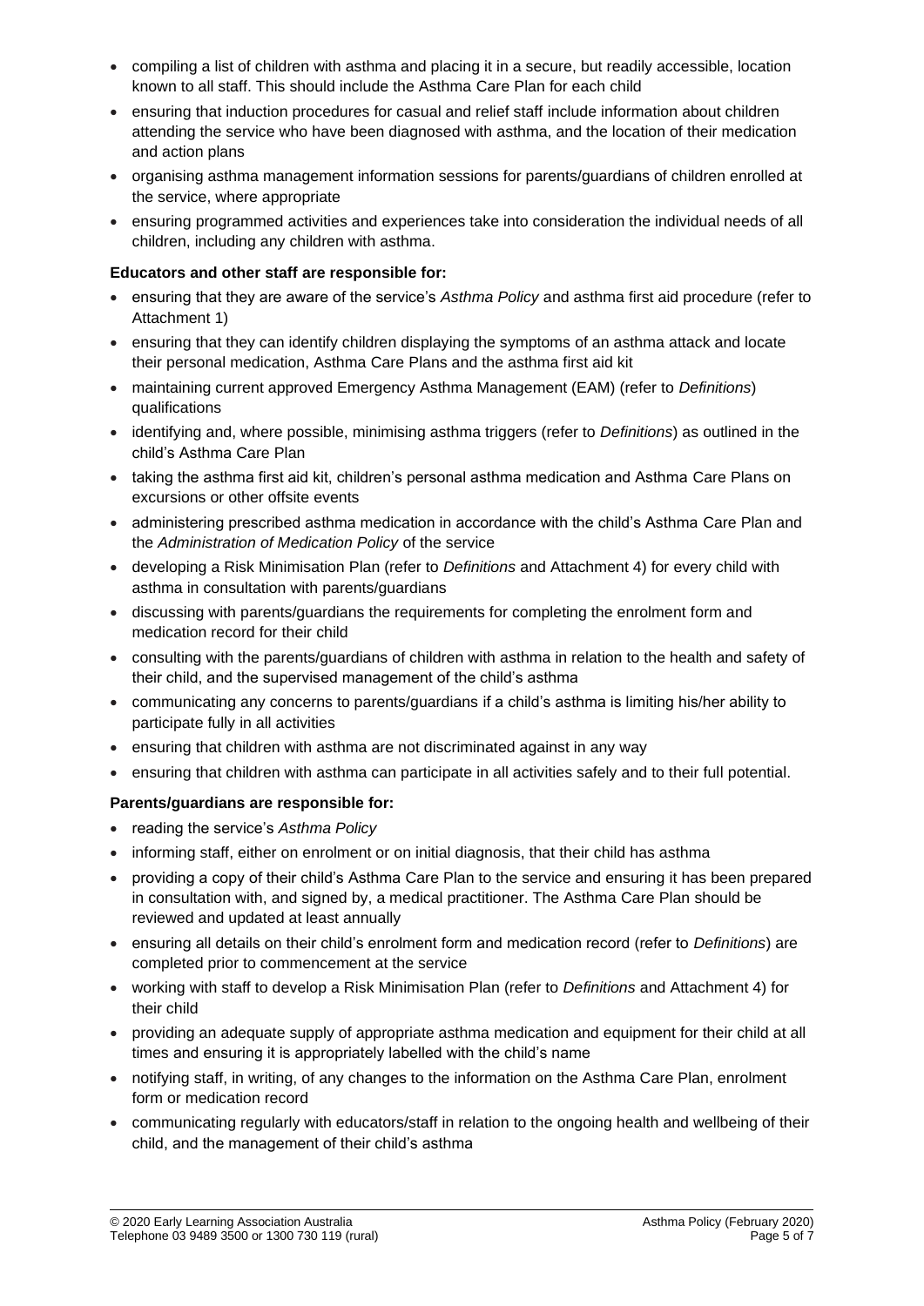- compiling a list of children with asthma and placing it in a secure, but readily accessible, location known to all staff. This should include the Asthma Care Plan for each child
- ensuring that induction procedures for casual and relief staff include information about children attending the service who have been diagnosed with asthma, and the location of their medication and action plans
- organising asthma management information sessions for parents/guardians of children enrolled at the service, where appropriate
- ensuring programmed activities and experiences take into consideration the individual needs of all children, including any children with asthma.

**Educators and other staff are responsible for:**

- ensuring that they are aware of the service's *Asthma Policy* and asthma first aid procedure (refer to Attachment 1)
- ensuring that they can identify children displaying the symptoms of an asthma attack and locate their personal medication, Asthma Care Plans and the asthma first aid kit
- maintaining current approved Emergency Asthma Management (EAM) (refer to *Definitions*) qualifications
- identifying and, where possible, minimising asthma triggers (refer to *Definitions*) as outlined in the child's Asthma Care Plan
- taking the asthma first aid kit, children's personal asthma medication and Asthma Care Plans on excursions or other offsite events
- administering prescribed asthma medication in accordance with the child's Asthma Care Plan and the *Administration of Medication Policy* of the service
- developing a Risk Minimisation Plan (refer to *Definitions* and Attachment 4) for every child with asthma in consultation with parents/guardians
- discussing with parents/guardians the requirements for completing the enrolment form and medication record for their child
- consulting with the parents/guardians of children with asthma in relation to the health and safety of their child, and the supervised management of the child's asthma
- communicating any concerns to parents/guardians if a child's asthma is limiting his/her ability to participate fully in all activities
- ensuring that children with asthma are not discriminated against in any way
- ensuring that children with asthma can participate in all activities safely and to their full potential.

**Parents/guardians are responsible for:**

- reading the service's *Asthma Policy*
- informing staff, either on enrolment or on initial diagnosis, that their child has asthma
- providing a copy of their child's Asthma Care Plan to the service and ensuring it has been prepared in consultation with, and signed by, a medical practitioner. The Asthma Care Plan should be reviewed and updated at least annually
- ensuring all details on their child's enrolment form and medication record (refer to *Definitions*) are completed prior to commencement at the service
- working with staff to develop a Risk Minimisation Plan (refer to *Definitions* and Attachment 4) for their child
- providing an adequate supply of appropriate asthma medication and equipment for their child at all times and ensuring it is appropriately labelled with the child's name
- notifying staff, in writing, of any changes to the information on the Asthma Care Plan, enrolment form or medication record
- communicating regularly with educators/staff in relation to the ongoing health and wellbeing of their child, and the management of their child's asthma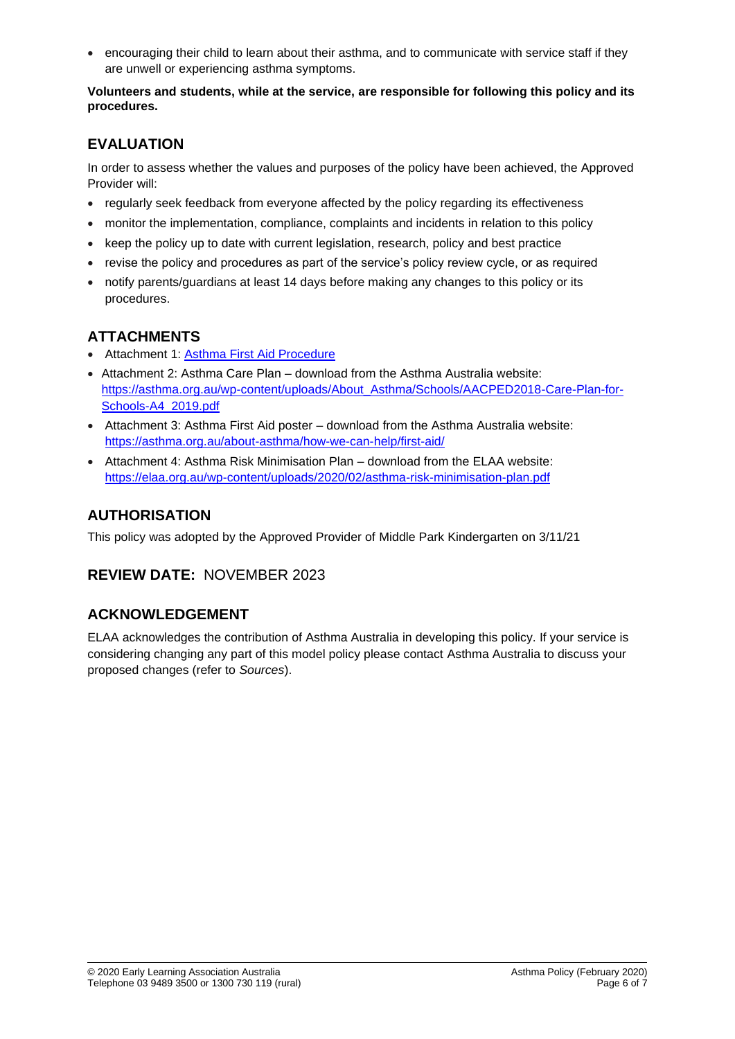- encouraging their child to learn about their asthma, and to communicate with service staff if they are unwell or experiencing asthma symptoms.

**Volunteers and students, while at the service, are responsible for following this policy and its procedures.**

## EVALUATION

In order to assess whether the values and purposes of the policy have been achieved, the Approved Provider will:

- regularly seek feedback from everyone affected by the policy regarding its effectiveness
- monitor the implementation, compliance, complaints and incidents in relation to this policy
- keep the policy up to date with current legislation, research, policy and best practice
- revise the policy and procedures as part of the service's policy review cycle, or as required
- notify parents/guardians at least 14 days before making any changes to this policy or its procedures.

## ATTACHMENTS

- Attachment 1: Asthma First Aid Procedure
- Attachment 2: Asthma Care Plan – download from the Asthma Australia website: https://asthma.org.au/wp-content/uploads/About_Asthma/Schools/AACPED2018-Care-Plan-for-Schools-A4_2019.pdf
- Attachment 3: Asthma First Aid poster – download from the Asthma Australia website: https://asthma.org.au/about-asthma/how-we-can-help/first-aid/
- Attachment 4: Asthma Risk Minimisation Plan – download from the ELAA website: https://elaa.org.au/wp-content/uploads/2020/02/asthma-risk-minimisation-plan.pdf

## AUTHORISATION

This policy was adopted by the Approved Provider of Middle Park Kindergarten on 3/11/21

## REVIEW DATE: NOVEMBER 2023

## ACKNOWLEDGEMENT

ELAA acknowledges the contribution of Asthma Australia in developing this policy. If your service is considering changing any part of this model policy please contact Asthma Australia to discuss your proposed changes (refer to *Sources*).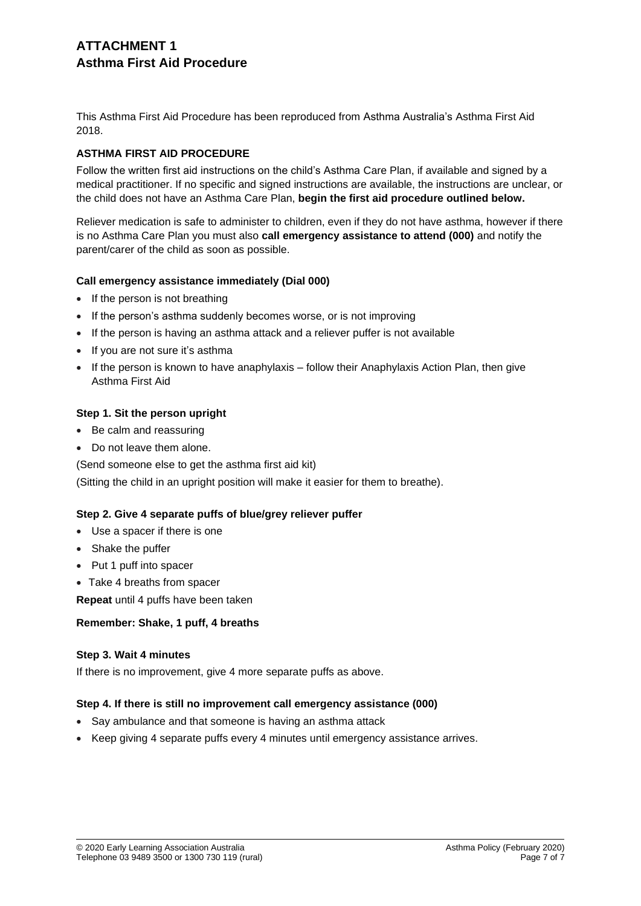# ATTACHMENT 1
# Asthma First Aid Procedure

This Asthma First Aid Procedure has been reproduced from Asthma Australia's Asthma First Aid 2018.

**ASTHMA FIRST AID PROCEDURE**

Follow the written first aid instructions on the child's Asthma Care Plan, if available and signed by a medical practitioner. If no specific and signed instructions are available, the instructions are unclear, or the child does not have an Asthma Care Plan, **begin the first aid procedure outlined below.**

Reliever medication is safe to administer to children, even if they do not have asthma, however if there is no Asthma Care Plan you must also **call emergency assistance to attend (000)** and notify the parent/carer of the child as soon as possible.

**Call emergency assistance immediately (Dial 000)**

- If the person is not breathing
- If the person's asthma suddenly becomes worse, or is not improving
- If the person is having an asthma attack and a reliever puffer is not available
- If you are not sure it's asthma
- If the person is known to have anaphylaxis – follow their Anaphylaxis Action Plan, then give Asthma First Aid

**Step 1. Sit the person upright**

- Be calm and reassuring
- Do not leave them alone.

(Send someone else to get the asthma first aid kit)

(Sitting the child in an upright position will make it easier for them to breathe).

**Step 2. Give 4 separate puffs of blue/grey reliever puffer**

- Use a spacer if there is one
- Shake the puffer
- Put 1 puff into spacer
- Take 4 breaths from spacer

**Repeat** until 4 puffs have been taken

**Remember: Shake, 1 puff, 4 breaths**

**Step 3. Wait 4 minutes**

If there is no improvement, give 4 more separate puffs as above.

**Step 4. If there is still no improvement call emergency assistance (000)**

- Say ambulance and that someone is having an asthma attack
- Keep giving 4 separate puffs every 4 minutes until emergency assistance arrives.